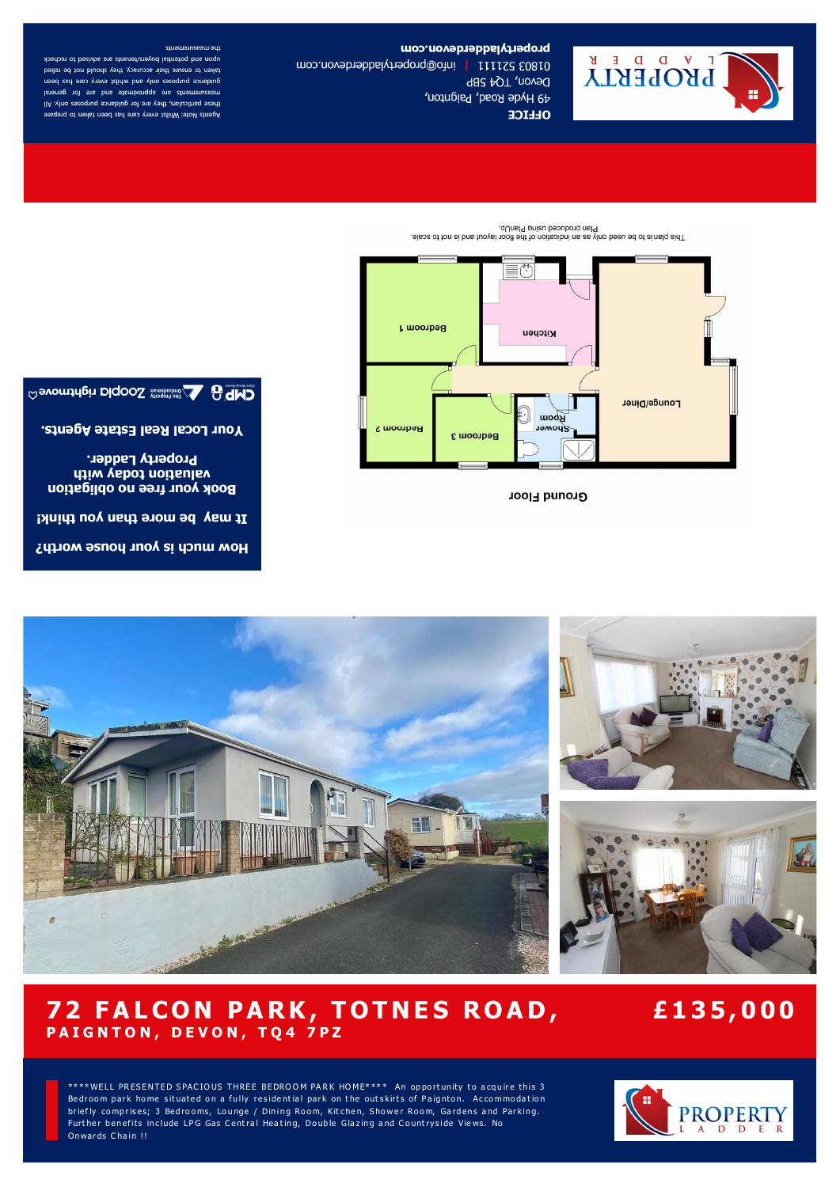OFFICE

49 Hyde Road, Paignton,
Devon, TQ4 5BP

01803 521111 | info@propertyladderdevon.com

propertyladderdevon.com

Agents Note: Whilst every care has been taken to prepare these particulars, they are for guidance purposes only. All measurements are approximate and are for general guidance purposes only and whilst every care has been taken to ensure their accuracy, they should not be relied upon and potential buyers/tenants are advised to recheck the measurements

Ground Floor

Bedroom 1 | Kitchen | Lounge/Diner | Bedroom 2 | Bedroom 3 | Shower Room

This plan is to be used only as an indication of the floor layout and is not to scale.
Plan produced using PlanUp.

**How much is your house worth?**

**It may be more than you think!**

**Book your free no obligation valuation today with Property Ladder.**

**Your Local Real Estate Agents.**

CMP | The Property Ombudsman | Zoopla rightmove

# 72 FALCON PARK, TOTNES ROAD,

## PAIGNTON, DEVON, TQ4 7PZ

# £135,000

****WELL PRESENTED SPACIOUS THREE BEDROOM PARK HOME**** An opportunity to acquire this 3 Bedroom park home situated on a fully residential park on the outskirts of Paignton. Accommodation briefly comprises; 3 Bedrooms, Lounge / Dining Room, Kitchen, Shower Room, Gardens and Parking. Further benefits include LPG Gas Central Heating, Double Glazing and Countryside Views. No Onwards Chain !!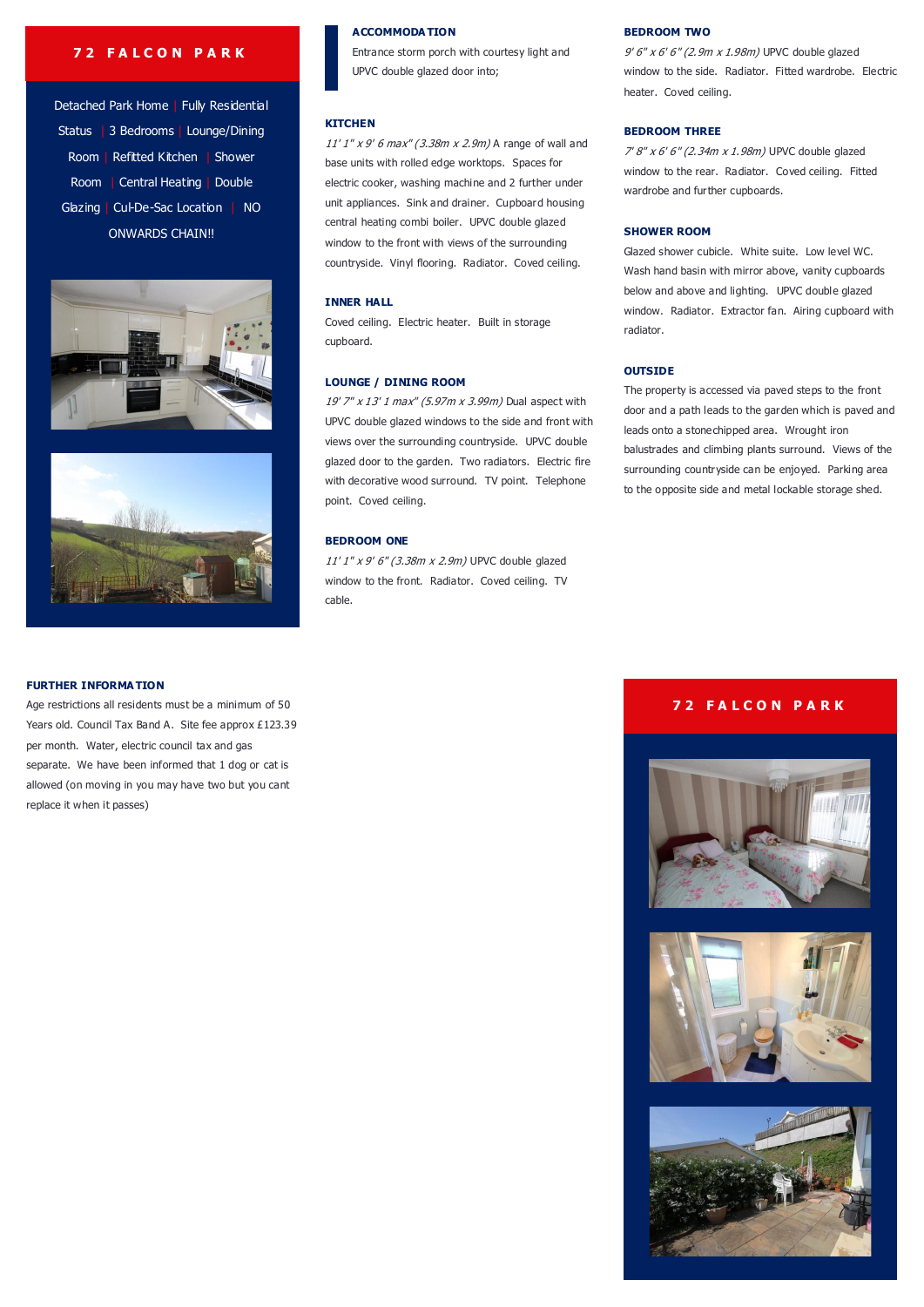## 72 FALCON PARK

Detached Park Home | Fully Residential Status | 3 Bedrooms | Lounge/Dining Room | Refitted Kitchen | Shower Room | Central Heating | Double Glazing | Cul-De-Sac Location | NO ONWARDS CHAIN!!

### ACCOMMODATION

Entrance storm porch with courtesy light and UPVC double glazed door into;

### KITCHEN

*11' 1" x 9' 6 max" (3.38m x 2.9m)* A range of wall and base units with rolled edge worktops. Spaces for electric cooker, washing machine and 2 further under unit appliances. Sink and drainer. Cupboard housing central heating combi boiler. UPVC double glazed window to the front with views of the surrounding countryside. Vinyl flooring. Radiator. Coved ceiling.

### INNER HALL

Coved ceiling. Electric heater. Built in storage cupboard.

### LOUNGE / DINING ROOM

*19' 7" x 13' 1 max" (5.97m x 3.99m)* Dual aspect with UPVC double glazed windows to the side and front with views over the surrounding countryside. UPVC double glazed door to the garden. Two radiators. Electric fire with decorative wood surround. TV point. Telephone point. Coved ceiling.

### BEDROOM ONE

*11' 1" x 9' 6" (3.38m x 2.9m)* UPVC double glazed window to the front. Radiator. Coved ceiling. TV cable.

### BEDROOM TWO

*9' 6" x 6' 6" (2.9m x 1.98m)* UPVC double glazed window to the side. Radiator. Fitted wardrobe. Electric heater. Coved ceiling.

### BEDROOM THREE

*7' 8" x 6' 6" (2.34m x 1.98m)* UPVC double glazed window to the rear. Radiator. Coved ceiling. Fitted wardrobe and further cupboards.

### SHOWER ROOM

Glazed shower cubicle. White suite. Low level WC. Wash hand basin with mirror above, vanity cupboards below and above and lighting. UPVC double glazed window. Radiator. Extractor fan. Airing cupboard with radiator.

### OUTSIDE

The property is accessed via paved steps to the front door and a path leads to the garden which is paved and leads onto a stonechipped area. Wrought iron balustrades and climbing plants surround. Views of the surrounding countryside can be enjoyed. Parking area to the opposite side and metal lockable storage shed.

### FURTHER INFORMATION

Age restrictions all residents must be a minimum of 50 Years old. Council Tax Band A. Site fee approx £123.39 per month. Water, electric council tax and gas separate. We have been informed that 1 dog or cat is allowed (on moving in you may have two but you cant replace it when it passes)

## 72 FALCON PARK